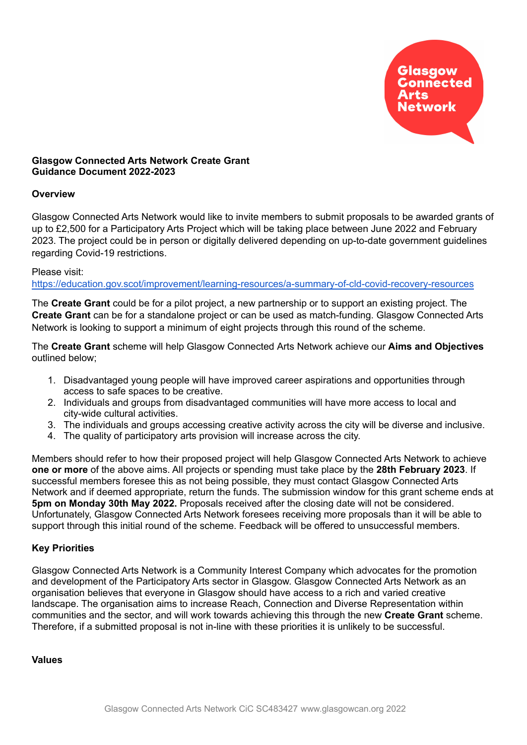**Glasgow Connected Arts Network Create Grant**
**Guidance Document 2022-2023**

**Overview**

Glasgow Connected Arts Network would like to invite members to submit proposals to be awarded grants of up to £2,500 for a Participatory Arts Project which will be taking place between June 2022 and February 2023. The project could be in person or digitally delivered depending on up-to-date government guidelines regarding Covid-19 restrictions.

Please visit:
https://education.gov.scot/improvement/learning-resources/a-summary-of-cld-covid-recovery-resources

The **Create Grant** could be for a pilot project, a new partnership or to support an existing project. The **Create Grant** can be for a standalone project or can be used as match-funding. Glasgow Connected Arts Network is looking to support a minimum of eight projects through this round of the scheme.

The **Create Grant** scheme will help Glasgow Connected Arts Network achieve our **Aims and Objectives** outlined below;

1. Disadvantaged young people will have improved career aspirations and opportunities through access to safe spaces to be creative.
2. Individuals and groups from disadvantaged communities will have more access to local and city-wide cultural activities.
3. The individuals and groups accessing creative activity across the city will be diverse and inclusive.
4. The quality of participatory arts provision will increase across the city.

Members should refer to how their proposed project will help Glasgow Connected Arts Network to achieve **one or more** of the above aims. All projects or spending must take place by the **28th February 2023**. If successful members foresee this as not being possible, they must contact Glasgow Connected Arts Network and if deemed appropriate, return the funds. The submission window for this grant scheme ends at **5pm on Monday 30th May 2022.** Proposals received after the closing date will not be considered. Unfortunately, Glasgow Connected Arts Network foresees receiving more proposals than it will be able to support through this initial round of the scheme. Feedback will be offered to unsuccessful members.

**Key Priorities**

Glasgow Connected Arts Network is a Community Interest Company which advocates for the promotion and development of the Participatory Arts sector in Glasgow. Glasgow Connected Arts Network as an organisation believes that everyone in Glasgow should have access to a rich and varied creative landscape. The organisation aims to increase Reach, Connection and Diverse Representation within communities and the sector, and will work towards achieving this through the new **Create Grant** scheme. Therefore, if a submitted proposal is not in-line with these priorities it is unlikely to be successful.

**Values**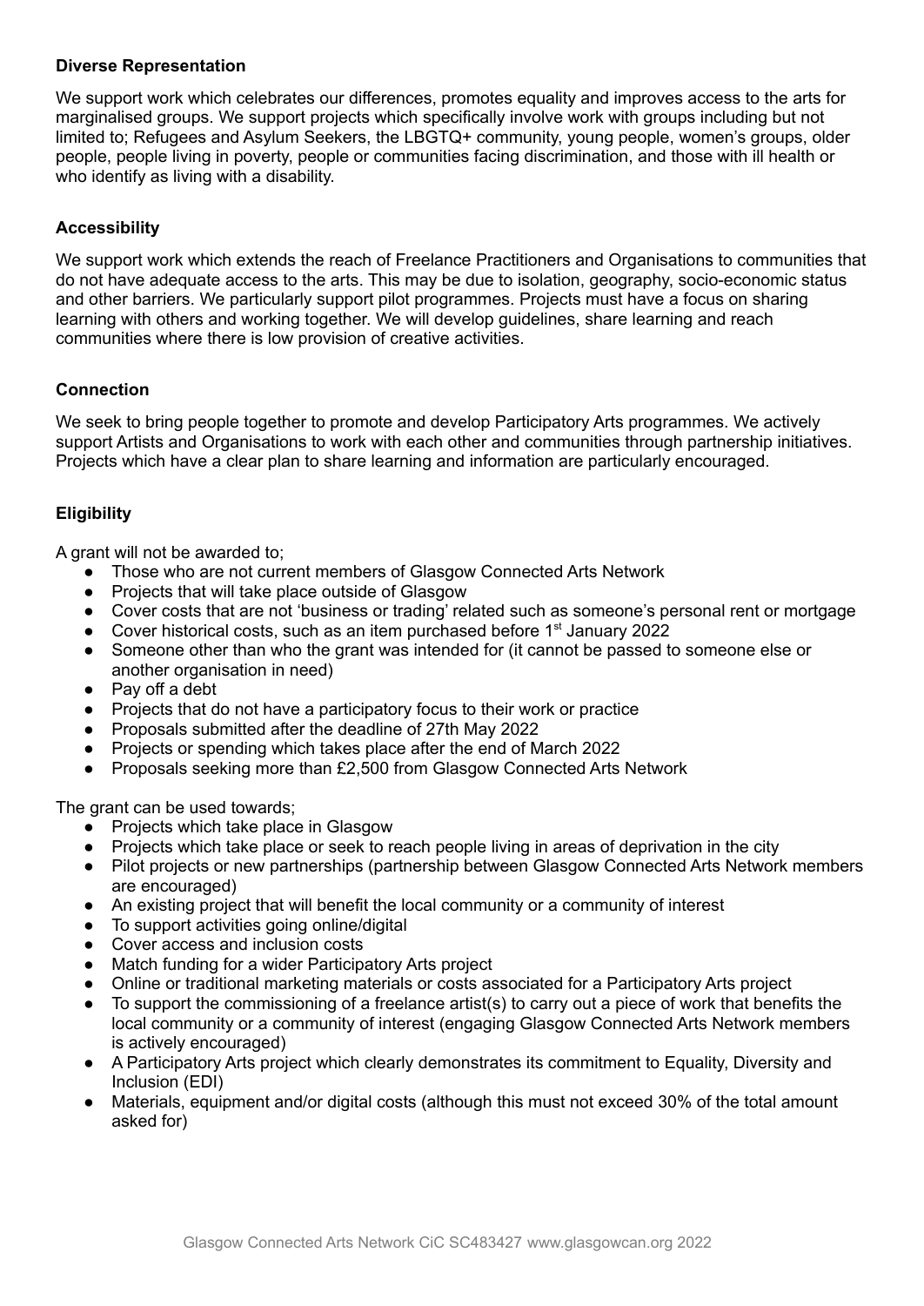**Diverse Representation**

We support work which celebrates our differences, promotes equality and improves access to the arts for marginalised groups. We support projects which specifically involve work with groups including but not limited to; Refugees and Asylum Seekers, the LBGTQ+ community, young people, women's groups, older people, people living in poverty, people or communities facing discrimination, and those with ill health or who identify as living with a disability.

**Accessibility**

We support work which extends the reach of Freelance Practitioners and Organisations to communities that do not have adequate access to the arts. This may be due to isolation, geography, socio-economic status and other barriers. We particularly support pilot programmes. Projects must have a focus on sharing learning with others and working together. We will develop guidelines, share learning and reach communities where there is low provision of creative activities.

**Connection**

We seek to bring people together to promote and develop Participatory Arts programmes. We actively support Artists and Organisations to work with each other and communities through partnership initiatives. Projects which have a clear plan to share learning and information are particularly encouraged.

**Eligibility**

A grant will not be awarded to;

- Those who are not current members of Glasgow Connected Arts Network
- Projects that will take place outside of Glasgow
- Cover costs that are not 'business or trading' related such as someone's personal rent or mortgage
- Cover historical costs, such as an item purchased before 1st January 2022
- Someone other than who the grant was intended for (it cannot be passed to someone else or another organisation in need)
- Pay off a debt
- Projects that do not have a participatory focus to their work or practice
- Proposals submitted after the deadline of 27th May 2022
- Projects or spending which takes place after the end of March 2022
- Proposals seeking more than £2,500 from Glasgow Connected Arts Network

The grant can be used towards;

- Projects which take place in Glasgow
- Projects which take place or seek to reach people living in areas of deprivation in the city
- Pilot projects or new partnerships (partnership between Glasgow Connected Arts Network members are encouraged)
- An existing project that will benefit the local community or a community of interest
- To support activities going online/digital
- Cover access and inclusion costs
- Match funding for a wider Participatory Arts project
- Online or traditional marketing materials or costs associated for a Participatory Arts project
- To support the commissioning of a freelance artist(s) to carry out a piece of work that benefits the local community or a community of interest (engaging Glasgow Connected Arts Network members is actively encouraged)
- A Participatory Arts project which clearly demonstrates its commitment to Equality, Diversity and Inclusion (EDI)
- Materials, equipment and/or digital costs (although this must not exceed 30% of the total amount asked for)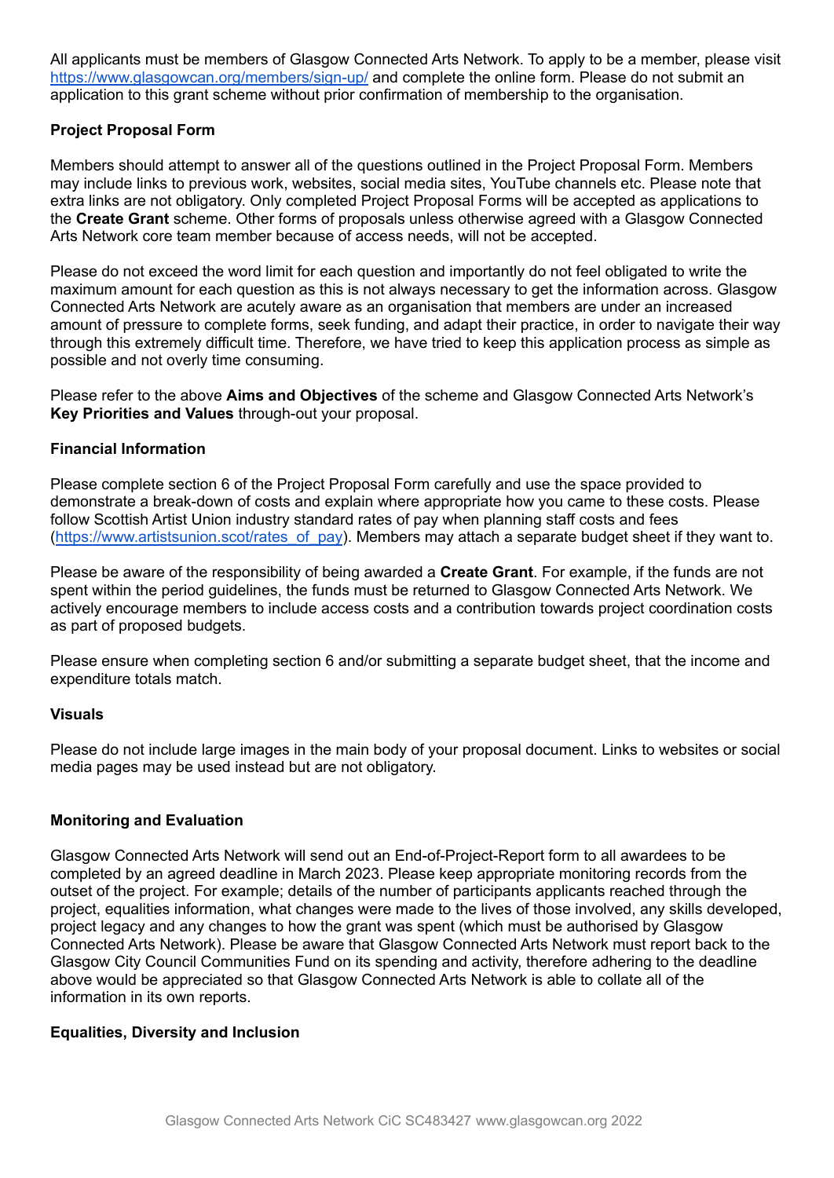All applicants must be members of Glasgow Connected Arts Network. To apply to be a member, please visit https://www.glasgowcan.org/members/sign-up/ and complete the online form. Please do not submit an application to this grant scheme without prior confirmation of membership to the organisation.

**Project Proposal Form**

Members should attempt to answer all of the questions outlined in the Project Proposal Form. Members may include links to previous work, websites, social media sites, YouTube channels etc. Please note that extra links are not obligatory. Only completed Project Proposal Forms will be accepted as applications to the **Create Grant** scheme. Other forms of proposals unless otherwise agreed with a Glasgow Connected Arts Network core team member because of access needs, will not be accepted.

Please do not exceed the word limit for each question and importantly do not feel obligated to write the maximum amount for each question as this is not always necessary to get the information across. Glasgow Connected Arts Network are acutely aware as an organisation that members are under an increased amount of pressure to complete forms, seek funding, and adapt their practice, in order to navigate their way through this extremely difficult time. Therefore, we have tried to keep this application process as simple as possible and not overly time consuming.

Please refer to the above **Aims and Objectives** of the scheme and Glasgow Connected Arts Network's **Key Priorities and Values** through-out your proposal.

**Financial Information**

Please complete section 6 of the Project Proposal Form carefully and use the space provided to demonstrate a break-down of costs and explain where appropriate how you came to these costs. Please follow Scottish Artist Union industry standard rates of pay when planning staff costs and fees (https://www.artistsunion.scot/rates_of_pay). Members may attach a separate budget sheet if they want to.

Please be aware of the responsibility of being awarded a **Create Grant**. For example, if the funds are not spent within the period guidelines, the funds must be returned to Glasgow Connected Arts Network. We actively encourage members to include access costs and a contribution towards project coordination costs as part of proposed budgets.

Please ensure when completing section 6 and/or submitting a separate budget sheet, that the income and expenditure totals match.

**Visuals**

Please do not include large images in the main body of your proposal document. Links to websites or social media pages may be used instead but are not obligatory.

**Monitoring and Evaluation**

Glasgow Connected Arts Network will send out an End-of-Project-Report form to all awardees to be completed by an agreed deadline in March 2023. Please keep appropriate monitoring records from the outset of the project. For example; details of the number of participants applicants reached through the project, equalities information, what changes were made to the lives of those involved, any skills developed, project legacy and any changes to how the grant was spent (which must be authorised by Glasgow Connected Arts Network). Please be aware that Glasgow Connected Arts Network must report back to the Glasgow City Council Communities Fund on its spending and activity, therefore adhering to the deadline above would be appreciated so that Glasgow Connected Arts Network is able to collate all of the information in its own reports.

**Equalities, Diversity and Inclusion**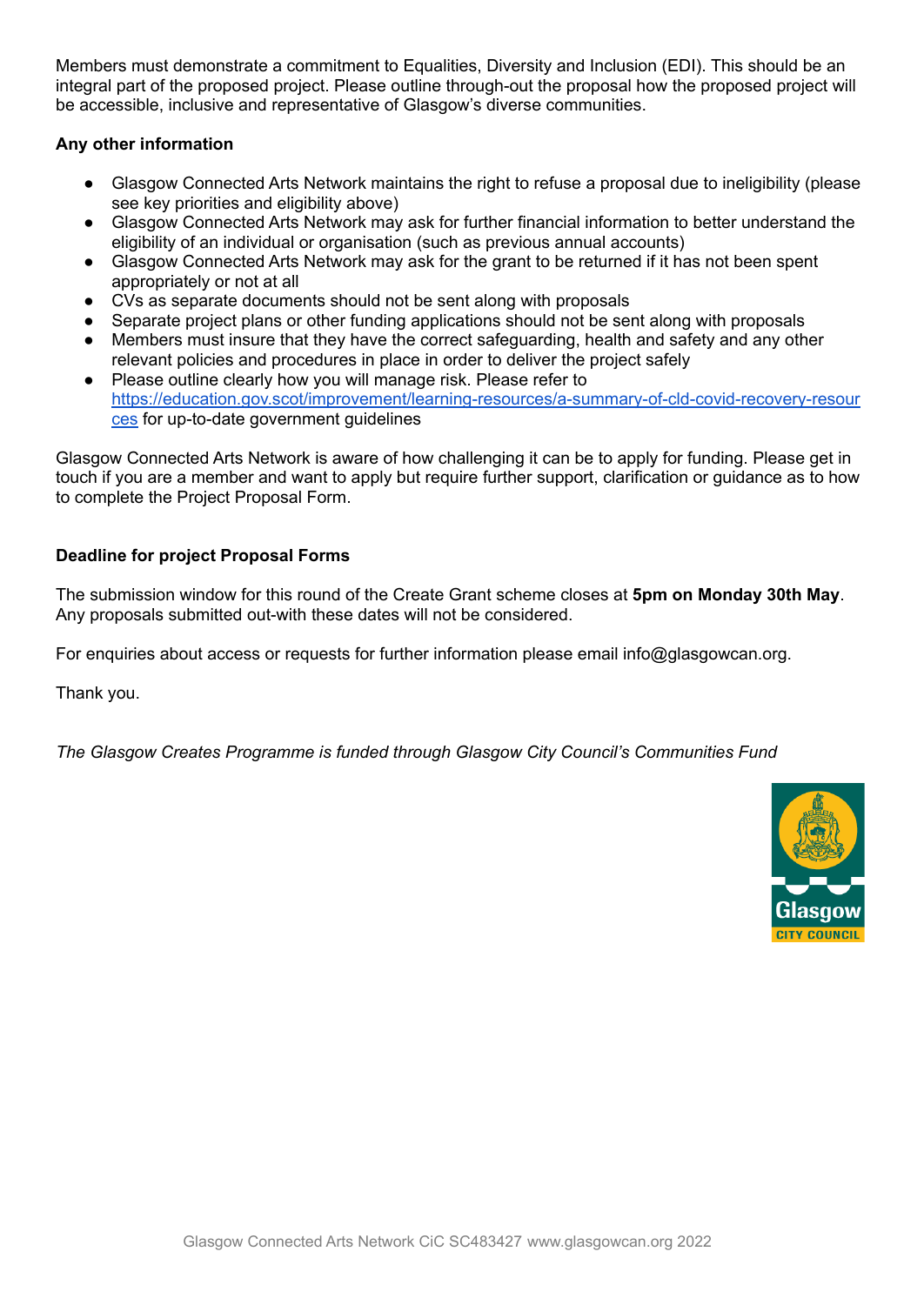Members must demonstrate a commitment to Equalities, Diversity and Inclusion (EDI). This should be an integral part of the proposed project. Please outline through-out the proposal how the proposed project will be accessible, inclusive and representative of Glasgow's diverse communities.

**Any other information**

- Glasgow Connected Arts Network maintains the right to refuse a proposal due to ineligibility (please see key priorities and eligibility above)
- Glasgow Connected Arts Network may ask for further financial information to better understand the eligibility of an individual or organisation (such as previous annual accounts)
- Glasgow Connected Arts Network may ask for the grant to be returned if it has not been spent appropriately or not at all
- CVs as separate documents should not be sent along with proposals
- Separate project plans or other funding applications should not be sent along with proposals
- Members must insure that they have the correct safeguarding, health and safety and any other relevant policies and procedures in place in order to deliver the project safely
- Please outline clearly how you will manage risk. Please refer to https://education.gov.scot/improvement/learning-resources/a-summary-of-cld-covid-recovery-resources for up-to-date government guidelines

Glasgow Connected Arts Network is aware of how challenging it can be to apply for funding. Please get in touch if you are a member and want to apply but require further support, clarification or guidance as to how to complete the Project Proposal Form.

**Deadline for project Proposal Forms**

The submission window for this round of the Create Grant scheme closes at **5pm on Monday 30th May**. Any proposals submitted out-with these dates will not be considered.

For enquiries about access or requests for further information please email info@glasgowcan.org.

Thank you.

*The Glasgow Creates Programme is funded through Glasgow City Council's Communities Fund*

Glasgow CITY COUNCIL